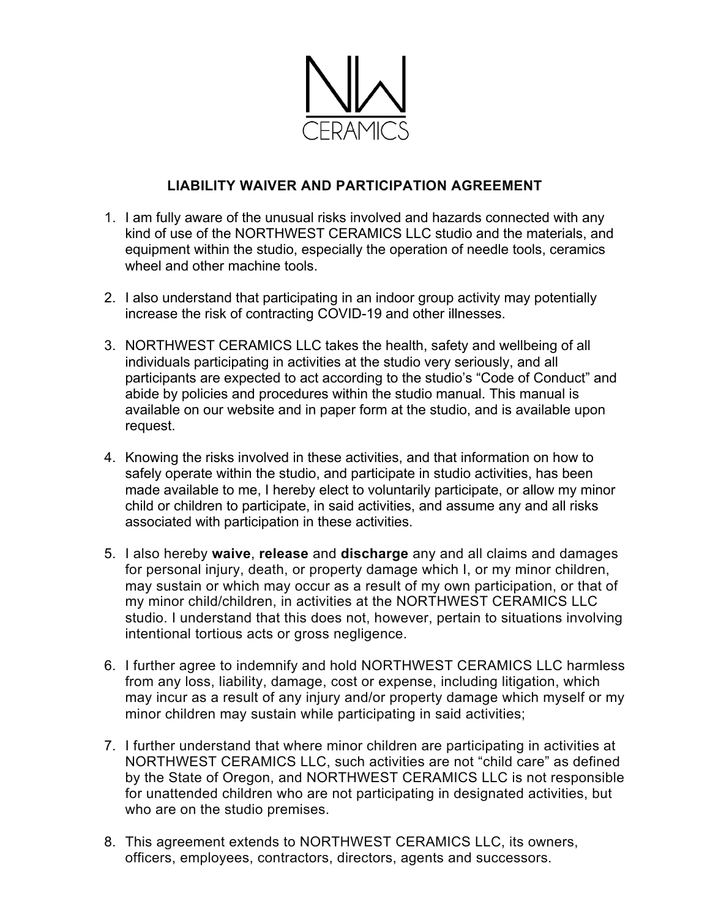NW CERAMICS

# LIABILITY WAIVER AND PARTICIPATION AGREEMENT

1. I am fully aware of the unusual risks involved and hazards connected with any kind of use of the NORTHWEST CERAMICS LLC studio and the materials, and equipment within the studio, especially the operation of needle tools, ceramics wheel and other machine tools.

2. I also understand that participating in an indoor group activity may potentially increase the risk of contracting COVID-19 and other illnesses.

3. NORTHWEST CERAMICS LLC takes the health, safety and wellbeing of all individuals participating in activities at the studio very seriously, and all participants are expected to act according to the studio's "Code of Conduct" and abide by policies and procedures within the studio manual. This manual is available on our website and in paper form at the studio, and is available upon request.

4. Knowing the risks involved in these activities, and that information on how to safely operate within the studio, and participate in studio activities, has been made available to me, I hereby elect to voluntarily participate, or allow my minor child or children to participate, in said activities, and assume any and all risks associated with participation in these activities.

5. I also hereby **waive**, **release** and **discharge** any and all claims and damages for personal injury, death, or property damage which I, or my minor children, may sustain or which may occur as a result of my own participation, or that of my minor child/children, in activities at the NORTHWEST CERAMICS LLC studio. I understand that this does not, however, pertain to situations involving intentional tortious acts or gross negligence.

6. I further agree to indemnify and hold NORTHWEST CERAMICS LLC harmless from any loss, liability, damage, cost or expense, including litigation, which may incur as a result of any injury and/or property damage which myself or my minor children may sustain while participating in said activities;

7. I further understand that where minor children are participating in activities at NORTHWEST CERAMICS LLC, such activities are not "child care" as defined by the State of Oregon, and NORTHWEST CERAMICS LLC is not responsible for unattended children who are not participating in designated activities, but who are on the studio premises.

8. This agreement extends to NORTHWEST CERAMICS LLC, its owners, officers, employees, contractors, directors, agents and successors.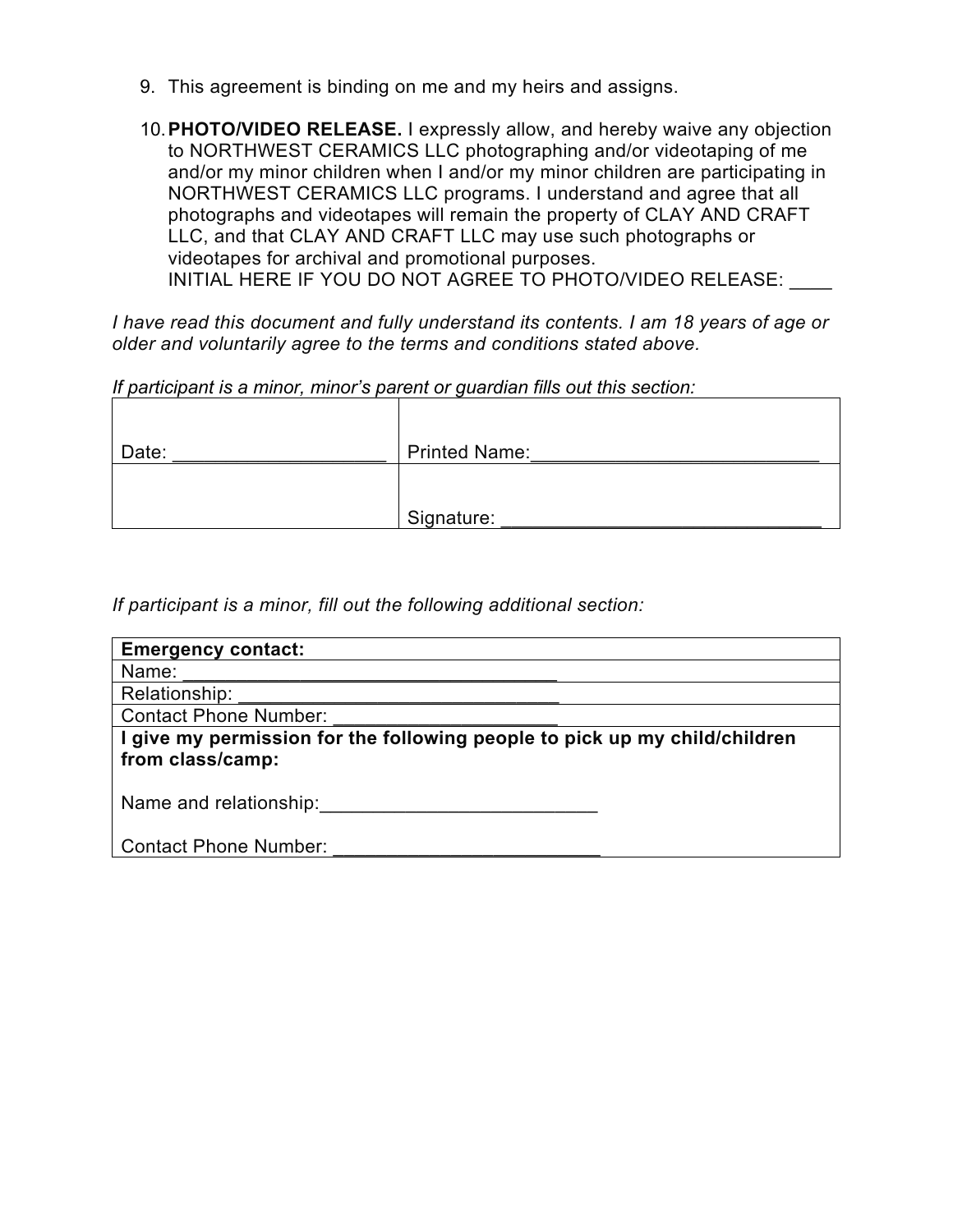9. This agreement is binding on me and my heirs and assigns.

10. **PHOTO/VIDEO RELEASE.** I expressly allow, and hereby waive any objection to NORTHWEST CERAMICS LLC photographing and/or videotaping of me and/or my minor children when I and/or my minor children are participating in NORTHWEST CERAMICS LLC programs. I understand and agree that all photographs and videotapes will remain the property of CLAY AND CRAFT LLC, and that CLAY AND CRAFT LLC may use such photographs or videotapes for archival and promotional purposes.
    INITIAL HERE IF YOU DO NOT AGREE TO PHOTO/VIDEO RELEASE: ____

*I have read this document and fully understand its contents. I am 18 years of age or older and voluntarily agree to the terms and conditions stated above.*

*If participant is a minor, minor's parent or guardian fills out this section:*

| | |
|---|---|
| Date: ____________________ | Printed Name:___________________________ |
| | Signature: ______________________________ |

*If participant is a minor, fill out the following additional section:*

| |
|---|
| **Emergency contact:** |
| Name: ____________________________________ |
| Relationship: ______________________________ |
| Contact Phone Number: ____________________ |
| **I give my permission for the following people to pick up my child/children from class/camp:**<br><br>Name and relationship:__________________________<br><br>Contact Phone Number: _________________________ |